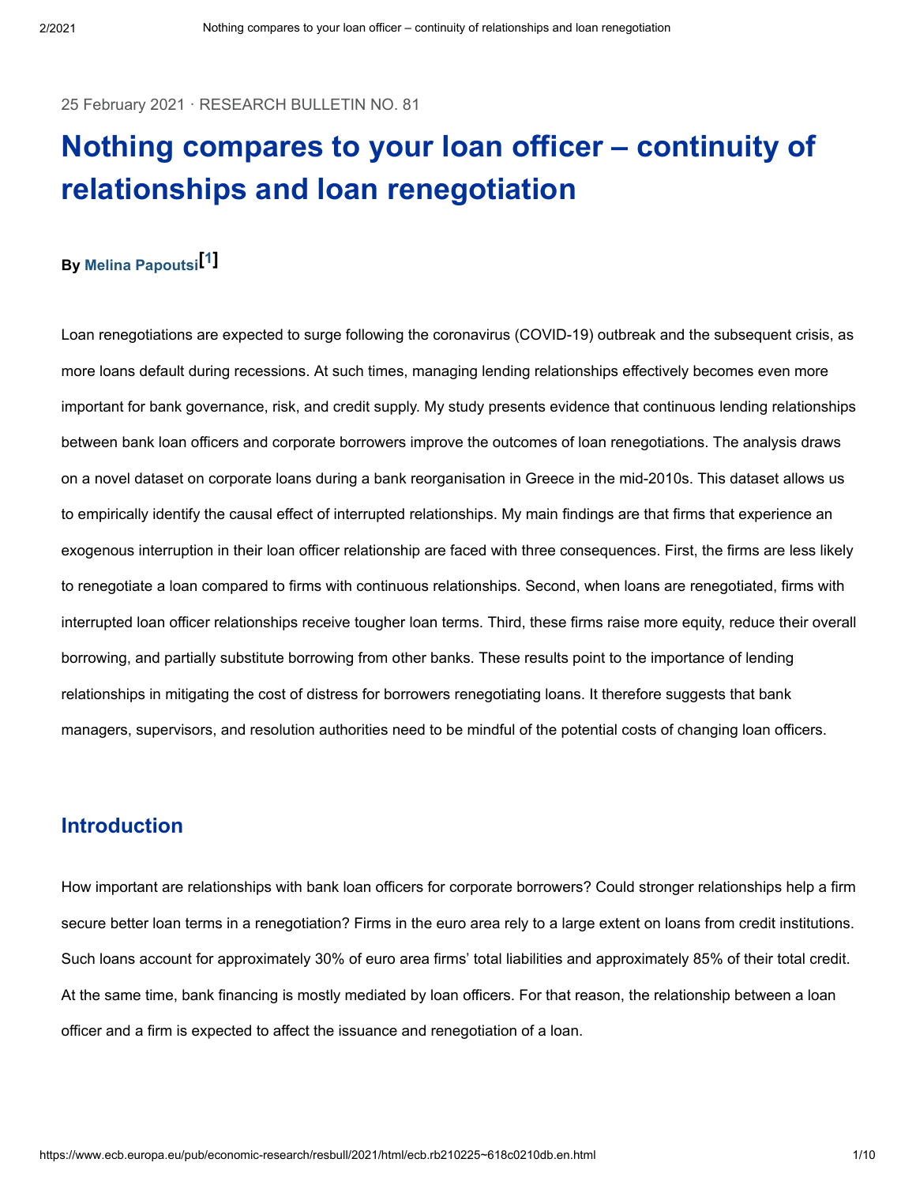25 February 2021 · RESEARCH BULLETIN NO. 81

# Nothing compares to your loan officer – continuity of relationships and loan renegotiation

**By Melina Papoutsi[1]**

Loan renegotiations are expected to surge following the coronavirus (COVID-19) outbreak and the subsequent crisis, as more loans default during recessions. At such times, managing lending relationships effectively becomes even more important for bank governance, risk, and credit supply. My study presents evidence that continuous lending relationships between bank loan officers and corporate borrowers improve the outcomes of loan renegotiations. The analysis draws on a novel dataset on corporate loans during a bank reorganisation in Greece in the mid-2010s. This dataset allows us to empirically identify the causal effect of interrupted relationships. My main findings are that firms that experience an exogenous interruption in their loan officer relationship are faced with three consequences. First, the firms are less likely to renegotiate a loan compared to firms with continuous relationships. Second, when loans are renegotiated, firms with interrupted loan officer relationships receive tougher loan terms. Third, these firms raise more equity, reduce their overall borrowing, and partially substitute borrowing from other banks. These results point to the importance of lending relationships in mitigating the cost of distress for borrowers renegotiating loans. It therefore suggests that bank managers, supervisors, and resolution authorities need to be mindful of the potential costs of changing loan officers.

## Introduction

How important are relationships with bank loan officers for corporate borrowers? Could stronger relationships help a firm secure better loan terms in a renegotiation? Firms in the euro area rely to a large extent on loans from credit institutions. Such loans account for approximately 30% of euro area firms' total liabilities and approximately 85% of their total credit. At the same time, bank financing is mostly mediated by loan officers. For that reason, the relationship between a loan officer and a firm is expected to affect the issuance and renegotiation of a loan.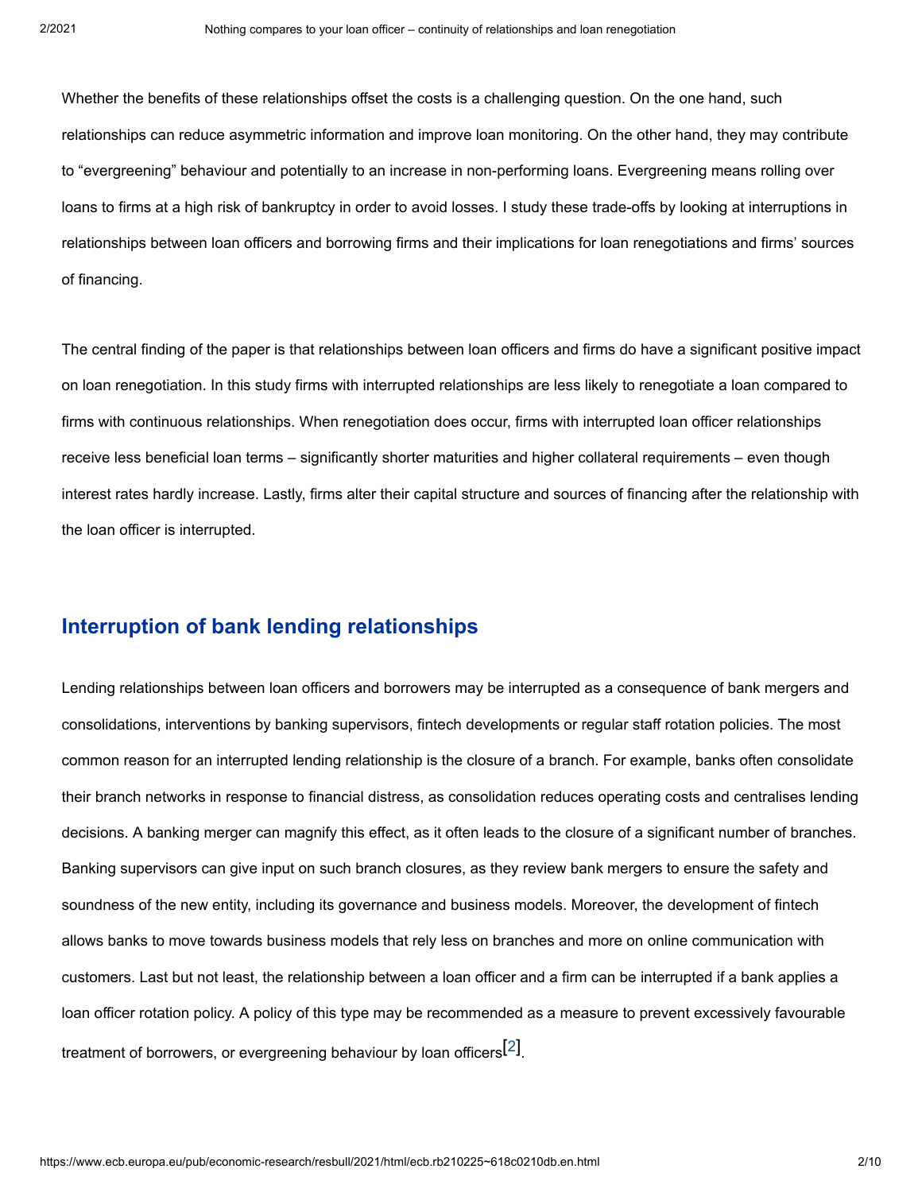Whether the benefits of these relationships offset the costs is a challenging question. On the one hand, such relationships can reduce asymmetric information and improve loan monitoring. On the other hand, they may contribute to "evergreening" behaviour and potentially to an increase in non-performing loans. Evergreening means rolling over loans to firms at a high risk of bankruptcy in order to avoid losses. I study these trade-offs by looking at interruptions in relationships between loan officers and borrowing firms and their implications for loan renegotiations and firms' sources of financing.

The central finding of the paper is that relationships between loan officers and firms do have a significant positive impact on loan renegotiation. In this study firms with interrupted relationships are less likely to renegotiate a loan compared to firms with continuous relationships. When renegotiation does occur, firms with interrupted loan officer relationships receive less beneficial loan terms – significantly shorter maturities and higher collateral requirements – even though interest rates hardly increase. Lastly, firms alter their capital structure and sources of financing after the relationship with the loan officer is interrupted.

## Interruption of bank lending relationships

Lending relationships between loan officers and borrowers may be interrupted as a consequence of bank mergers and consolidations, interventions by banking supervisors, fintech developments or regular staff rotation policies. The most common reason for an interrupted lending relationship is the closure of a branch. For example, banks often consolidate their branch networks in response to financial distress, as consolidation reduces operating costs and centralises lending decisions. A banking merger can magnify this effect, as it often leads to the closure of a significant number of branches. Banking supervisors can give input on such branch closures, as they review bank mergers to ensure the safety and soundness of the new entity, including its governance and business models. Moreover, the development of fintech allows banks to move towards business models that rely less on branches and more on online communication with customers. Last but not least, the relationship between a loan officer and a firm can be interrupted if a bank applies a loan officer rotation policy. A policy of this type may be recommended as a measure to prevent excessively favourable treatment of borrowers, or evergreening behaviour by loan officers[2].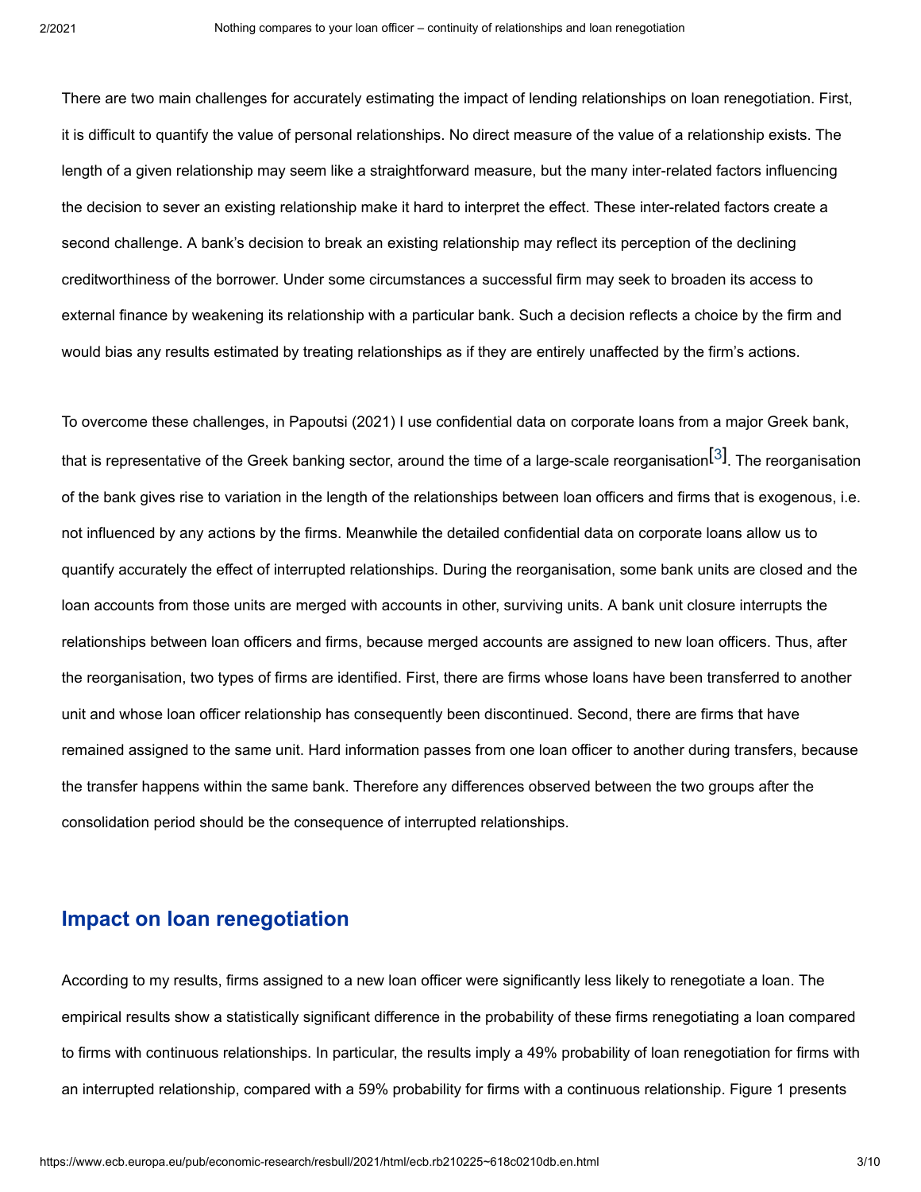There are two main challenges for accurately estimating the impact of lending relationships on loan renegotiation. First, it is difficult to quantify the value of personal relationships. No direct measure of the value of a relationship exists. The length of a given relationship may seem like a straightforward measure, but the many inter-related factors influencing the decision to sever an existing relationship make it hard to interpret the effect. These inter-related factors create a second challenge. A bank's decision to break an existing relationship may reflect its perception of the declining creditworthiness of the borrower. Under some circumstances a successful firm may seek to broaden its access to external finance by weakening its relationship with a particular bank. Such a decision reflects a choice by the firm and would bias any results estimated by treating relationships as if they are entirely unaffected by the firm's actions.

To overcome these challenges, in Papoutsi (2021) I use confidential data on corporate loans from a major Greek bank, that is representative of the Greek banking sector, around the time of a large-scale reorganisation[3]. The reorganisation of the bank gives rise to variation in the length of the relationships between loan officers and firms that is exogenous, i.e. not influenced by any actions by the firms. Meanwhile the detailed confidential data on corporate loans allow us to quantify accurately the effect of interrupted relationships. During the reorganisation, some bank units are closed and the loan accounts from those units are merged with accounts in other, surviving units. A bank unit closure interrupts the relationships between loan officers and firms, because merged accounts are assigned to new loan officers. Thus, after the reorganisation, two types of firms are identified. First, there are firms whose loans have been transferred to another unit and whose loan officer relationship has consequently been discontinued. Second, there are firms that have remained assigned to the same unit. Hard information passes from one loan officer to another during transfers, because the transfer happens within the same bank. Therefore any differences observed between the two groups after the consolidation period should be the consequence of interrupted relationships.

## Impact on loan renegotiation

According to my results, firms assigned to a new loan officer were significantly less likely to renegotiate a loan. The empirical results show a statistically significant difference in the probability of these firms renegotiating a loan compared to firms with continuous relationships. In particular, the results imply a 49% probability of loan renegotiation for firms with an interrupted relationship, compared with a 59% probability for firms with a continuous relationship. Figure 1 presents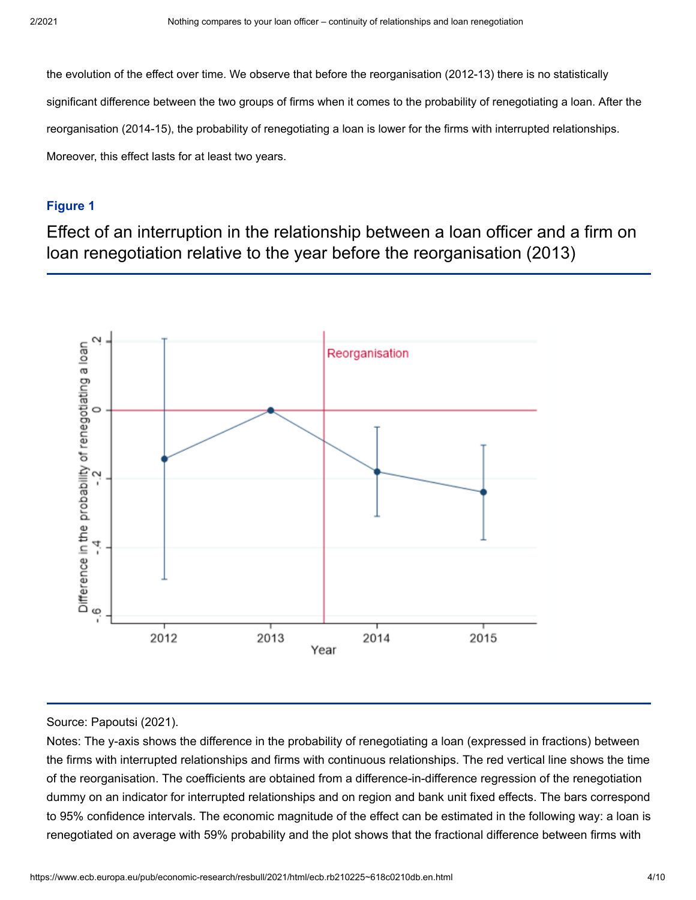the evolution of the effect over time. We observe that before the reorganisation (2012-13) there is no statistically significant difference between the two groups of firms when it comes to the probability of renegotiating a loan. After the reorganisation (2014-15), the probability of renegotiating a loan is lower for the firms with interrupted relationships. Moreover, this effect lasts for at least two years.

**Figure 1**

## Effect of an interruption in the relationship between a loan officer and a firm on loan renegotiation relative to the year before the reorganisation (2013)

Source: Papoutsi (2021).

Notes: The y-axis shows the difference in the probability of renegotiating a loan (expressed in fractions) between the firms with interrupted relationships and firms with continuous relationships. The red vertical line shows the time of the reorganisation. The coefficients are obtained from a difference-in-difference regression of the renegotiation dummy on an indicator for interrupted relationships and on region and bank unit fixed effects. The bars correspond to 95% confidence intervals. The economic magnitude of the effect can be estimated in the following way: a loan is renegotiated on average with 59% probability and the plot shows that the fractional difference between firms with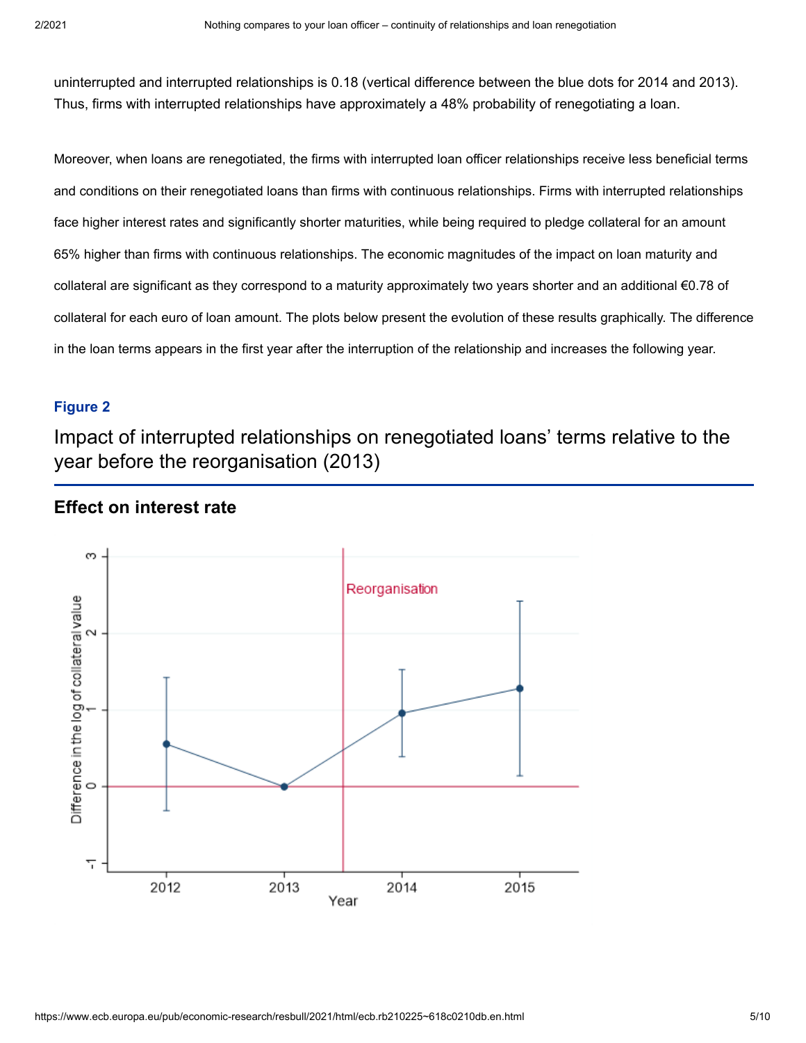uninterrupted and interrupted relationships is 0.18 (vertical difference between the blue dots for 2014 and 2013). Thus, firms with interrupted relationships have approximately a 48% probability of renegotiating a loan.

Moreover, when loans are renegotiated, the firms with interrupted loan officer relationships receive less beneficial terms and conditions on their renegotiated loans than firms with continuous relationships. Firms with interrupted relationships face higher interest rates and significantly shorter maturities, while being required to pledge collateral for an amount 65% higher than firms with continuous relationships. The economic magnitudes of the impact on loan maturity and collateral are significant as they correspond to a maturity approximately two years shorter and an additional €0.78 of collateral for each euro of loan amount. The plots below present the evolution of these results graphically. The difference in the loan terms appears in the first year after the interruption of the relationship and increases the following year.

**Figure 2**

## Impact of interrupted relationships on renegotiated loans' terms relative to the year before the reorganisation (2013)

### Effect on interest rate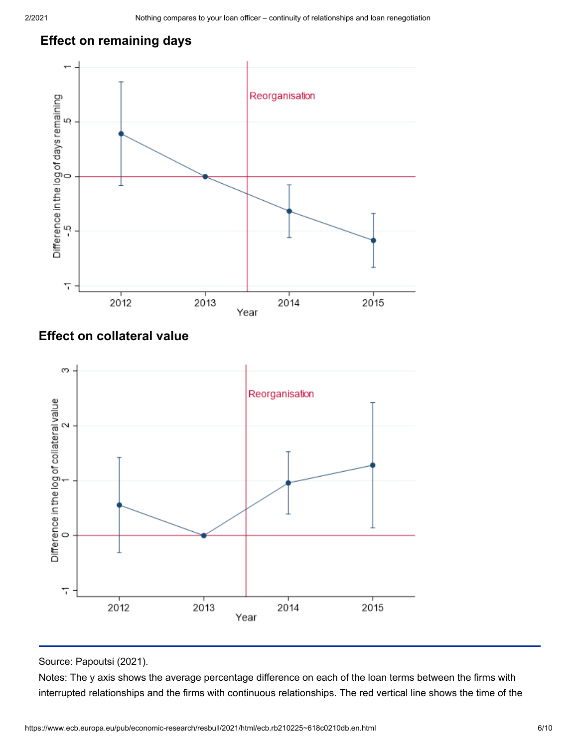**Effect on remaining days**

**Effect on collateral value**

Source: Papoutsi (2021).

Notes: The y axis shows the average percentage difference on each of the loan terms between the firms with interrupted relationships and the firms with continuous relationships. The red vertical line shows the time of the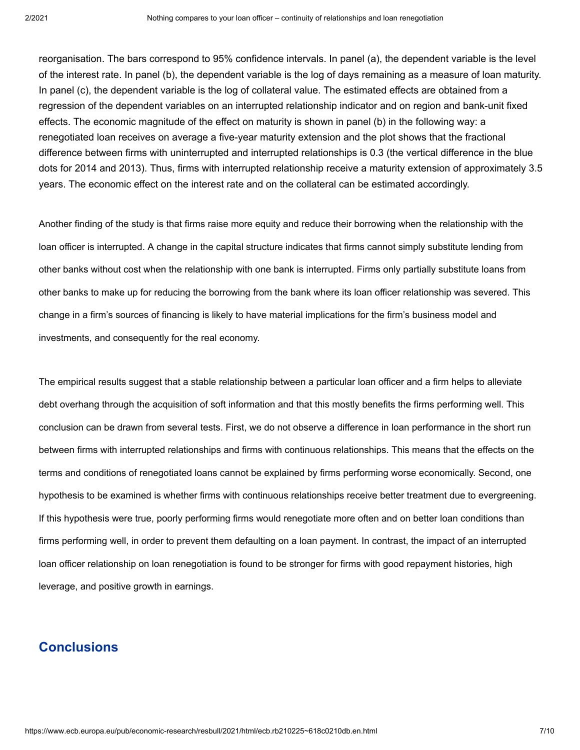reorganisation. The bars correspond to 95% confidence intervals. In panel (a), the dependent variable is the level of the interest rate. In panel (b), the dependent variable is the log of days remaining as a measure of loan maturity. In panel (c), the dependent variable is the log of collateral value. The estimated effects are obtained from a regression of the dependent variables on an interrupted relationship indicator and on region and bank-unit fixed effects. The economic magnitude of the effect on maturity is shown in panel (b) in the following way: a renegotiated loan receives on average a five-year maturity extension and the plot shows that the fractional difference between firms with uninterrupted and interrupted relationships is 0.3 (the vertical difference in the blue dots for 2014 and 2013). Thus, firms with interrupted relationship receive a maturity extension of approximately 3.5 years. The economic effect on the interest rate and on the collateral can be estimated accordingly.

Another finding of the study is that firms raise more equity and reduce their borrowing when the relationship with the loan officer is interrupted. A change in the capital structure indicates that firms cannot simply substitute lending from other banks without cost when the relationship with one bank is interrupted. Firms only partially substitute loans from other banks to make up for reducing the borrowing from the bank where its loan officer relationship was severed. This change in a firm's sources of financing is likely to have material implications for the firm's business model and investments, and consequently for the real economy.

The empirical results suggest that a stable relationship between a particular loan officer and a firm helps to alleviate debt overhang through the acquisition of soft information and that this mostly benefits the firms performing well. This conclusion can be drawn from several tests. First, we do not observe a difference in loan performance in the short run between firms with interrupted relationships and firms with continuous relationships. This means that the effects on the terms and conditions of renegotiated loans cannot be explained by firms performing worse economically. Second, one hypothesis to be examined is whether firms with continuous relationships receive better treatment due to evergreening. If this hypothesis were true, poorly performing firms would renegotiate more often and on better loan conditions than firms performing well, in order to prevent them defaulting on a loan payment. In contrast, the impact of an interrupted loan officer relationship on loan renegotiation is found to be stronger for firms with good repayment histories, high leverage, and positive growth in earnings.

## Conclusions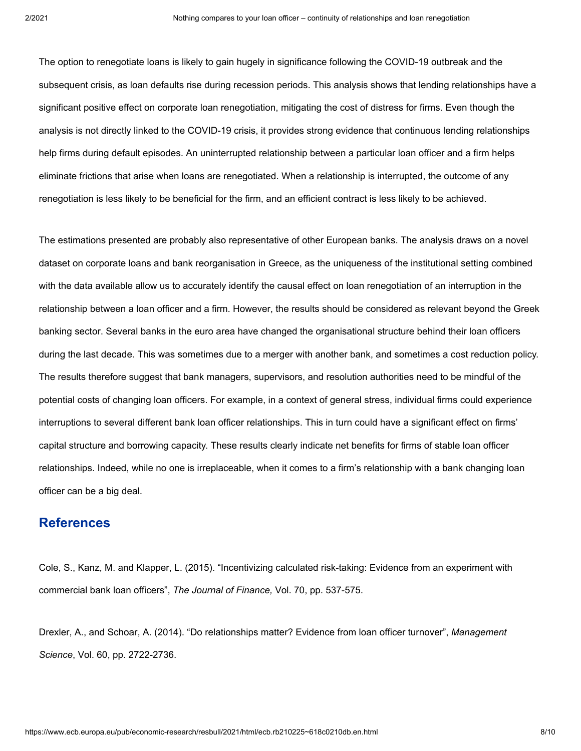The option to renegotiate loans is likely to gain hugely in significance following the COVID-19 outbreak and the subsequent crisis, as loan defaults rise during recession periods. This analysis shows that lending relationships have a significant positive effect on corporate loan renegotiation, mitigating the cost of distress for firms. Even though the analysis is not directly linked to the COVID-19 crisis, it provides strong evidence that continuous lending relationships help firms during default episodes. An uninterrupted relationship between a particular loan officer and a firm helps eliminate frictions that arise when loans are renegotiated. When a relationship is interrupted, the outcome of any renegotiation is less likely to be beneficial for the firm, and an efficient contract is less likely to be achieved.

The estimations presented are probably also representative of other European banks. The analysis draws on a novel dataset on corporate loans and bank reorganisation in Greece, as the uniqueness of the institutional setting combined with the data available allow us to accurately identify the causal effect on loan renegotiation of an interruption in the relationship between a loan officer and a firm. However, the results should be considered as relevant beyond the Greek banking sector. Several banks in the euro area have changed the organisational structure behind their loan officers during the last decade. This was sometimes due to a merger with another bank, and sometimes a cost reduction policy. The results therefore suggest that bank managers, supervisors, and resolution authorities need to be mindful of the potential costs of changing loan officers. For example, in a context of general stress, individual firms could experience interruptions to several different bank loan officer relationships. This in turn could have a significant effect on firms' capital structure and borrowing capacity. These results clearly indicate net benefits for firms of stable loan officer relationships. Indeed, while no one is irreplaceable, when it comes to a firm's relationship with a bank changing loan officer can be a big deal.

## References

Cole, S., Kanz, M. and Klapper, L. (2015). "Incentivizing calculated risk-taking: Evidence from an experiment with commercial bank loan officers", *The Journal of Finance,* Vol. 70, pp. 537-575.

Drexler, A., and Schoar, A. (2014). "Do relationships matter? Evidence from loan officer turnover", *Management Science*, Vol. 60, pp. 2722-2736.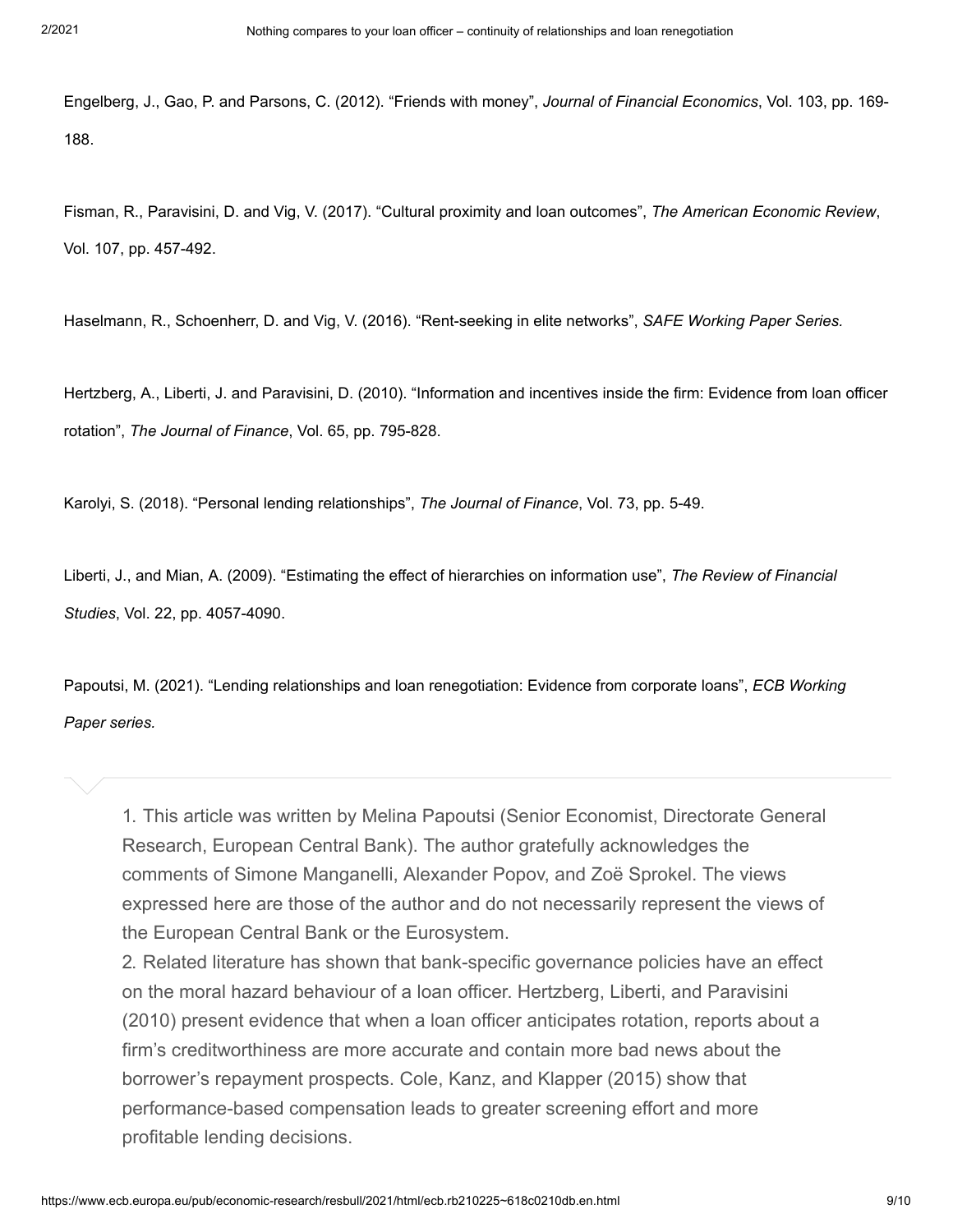Engelberg, J., Gao, P. and Parsons, C. (2012). "Friends with money", *Journal of Financial Economics*, Vol. 103, pp. 169-188.

Fisman, R., Paravisini, D. and Vig, V. (2017). "Cultural proximity and loan outcomes", *The American Economic Review*, Vol. 107, pp. 457-492.

Haselmann, R., Schoenherr, D. and Vig, V. (2016). "Rent-seeking in elite networks", *SAFE Working Paper Series.*

Hertzberg, A., Liberti, J. and Paravisini, D. (2010). "Information and incentives inside the firm: Evidence from loan officer rotation", *The Journal of Finance*, Vol. 65, pp. 795-828.

Karolyi, S. (2018). "Personal lending relationships", *The Journal of Finance*, Vol. 73, pp. 5-49.

Liberti, J., and Mian, A. (2009). "Estimating the effect of hierarchies on information use", *The Review of Financial Studies*, Vol. 22, pp. 4057-4090.

Papoutsi, M. (2021). "Lending relationships and loan renegotiation: Evidence from corporate loans", *ECB Working Paper series.*

---

1. This article was written by Melina Papoutsi (Senior Economist, Directorate General Research, European Central Bank). The author gratefully acknowledges the comments of Simone Manganelli, Alexander Popov, and Zoë Sprokel. The views expressed here are those of the author and do not necessarily represent the views of the European Central Bank or the Eurosystem.
2. Related literature has shown that bank-specific governance policies have an effect on the moral hazard behaviour of a loan officer. Hertzberg, Liberti, and Paravisini (2010) present evidence that when a loan officer anticipates rotation, reports about a firm's creditworthiness are more accurate and contain more bad news about the borrower's repayment prospects. Cole, Kanz, and Klapper (2015) show that performance-based compensation leads to greater screening effort and more profitable lending decisions.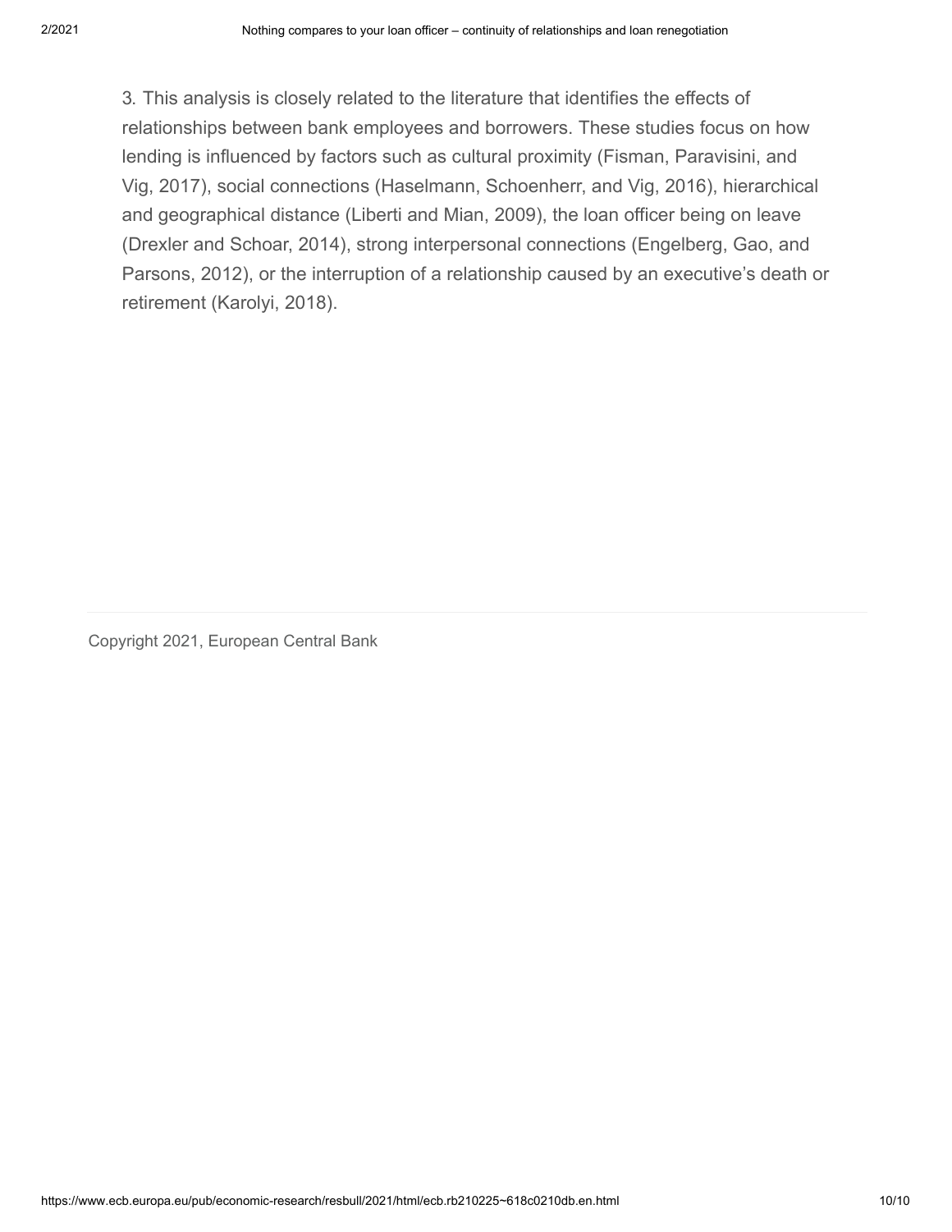3. This analysis is closely related to the literature that identifies the effects of relationships between bank employees and borrowers. These studies focus on how lending is influenced by factors such as cultural proximity (Fisman, Paravisini, and Vig, 2017), social connections (Haselmann, Schoenherr, and Vig, 2016), hierarchical and geographical distance (Liberti and Mian, 2009), the loan officer being on leave (Drexler and Schoar, 2014), strong interpersonal connections (Engelberg, Gao, and Parsons, 2012), or the interruption of a relationship caused by an executive's death or retirement (Karolyi, 2018).

---

Copyright 2021, European Central Bank